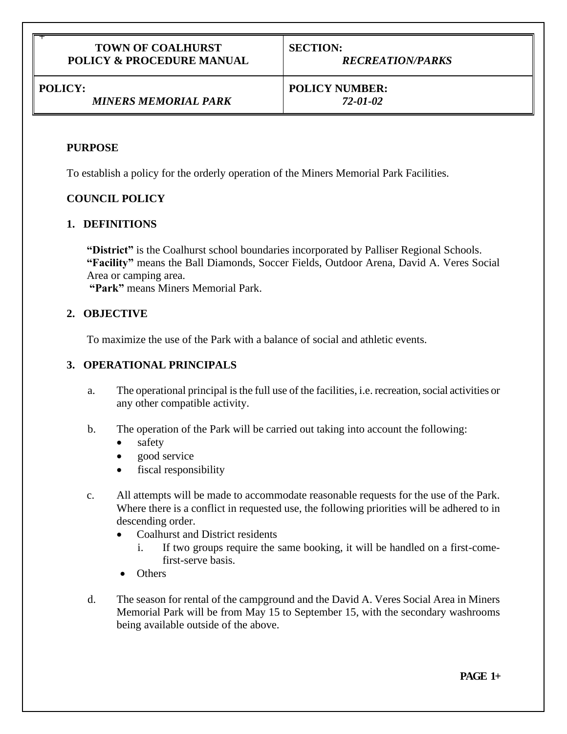| TOWN OF COALHURST<br>POLICY & PROCEDURE MANUAL | SECTION:<br>*RECREATION/PARKS* |
|---|---|
| POLICY:<br>*MINERS MEMORIAL PARK* | POLICY NUMBER:<br>*72-01-02* |

**PURPOSE**

To establish a policy for the orderly operation of the Miners Memorial Park Facilities.

**COUNCIL POLICY**

**1. DEFINITIONS**

**"District"** is the Coalhurst school boundaries incorporated by Palliser Regional Schools.
**"Facility"** means the Ball Diamonds, Soccer Fields, Outdoor Arena, David A. Veres Social Area or camping area.
**"Park"** means Miners Memorial Park.

**2. OBJECTIVE**

To maximize the use of the Park with a balance of social and athletic events.

**3. OPERATIONAL PRINCIPALS**

a. The operational principal is the full use of the facilities, i.e. recreation, social activities or any other compatible activity.

b. The operation of the Park will be carried out taking into account the following:
   - safety
   - good service
   - fiscal responsibility

c. All attempts will be made to accommodate reasonable requests for the use of the Park. Where there is a conflict in requested use, the following priorities will be adhered to in descending order.
   - Coalhurst and District residents
     i. If two groups require the same booking, it will be handled on a first-come-first-serve basis.
   - Others

d. The season for rental of the campground and the David A. Veres Social Area in Miners Memorial Park will be from May 15 to September 15, with the secondary washrooms being available outside of the above.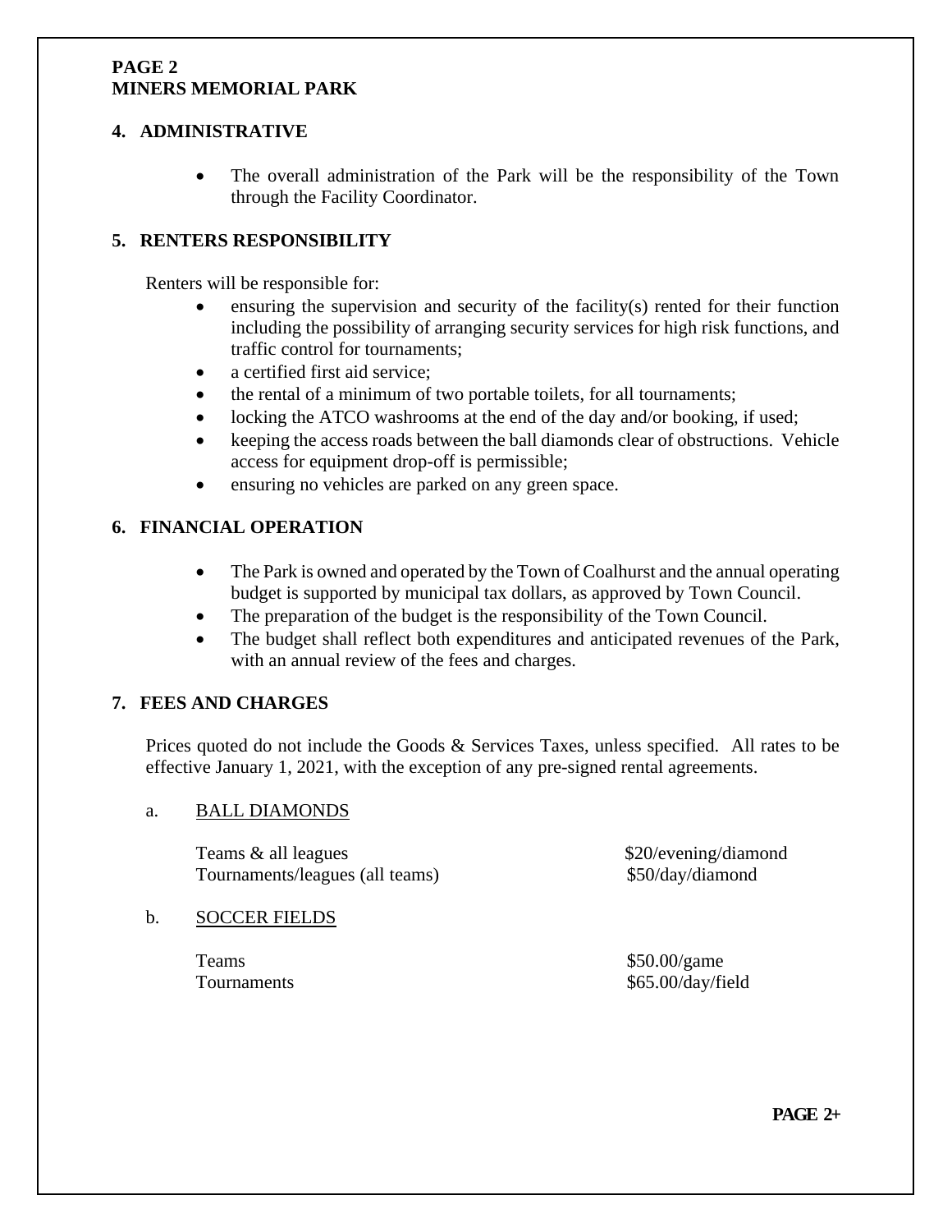## 4. ADMINISTRATIVE

- The overall administration of the Park will be the responsibility of the Town through the Facility Coordinator.

## 5. RENTERS RESPONSIBILITY

Renters will be responsible for:

- ensuring the supervision and security of the facility(s) rented for their function including the possibility of arranging security services for high risk functions, and traffic control for tournaments;
- a certified first aid service;
- the rental of a minimum of two portable toilets, for all tournaments;
- locking the ATCO washrooms at the end of the day and/or booking, if used;
- keeping the access roads between the ball diamonds clear of obstructions. Vehicle access for equipment drop-off is permissible;
- ensuring no vehicles are parked on any green space.

## 6. FINANCIAL OPERATION

- The Park is owned and operated by the Town of Coalhurst and the annual operating budget is supported by municipal tax dollars, as approved by Town Council.
- The preparation of the budget is the responsibility of the Town Council.
- The budget shall reflect both expenditures and anticipated revenues of the Park, with an annual review of the fees and charges.

## 7. FEES AND CHARGES

Prices quoted do not include the Goods & Services Taxes, unless specified. All rates to be effective January 1, 2021, with the exception of any pre-signed rental agreements.

a. BALL DIAMONDS

| | |
|---|---|
| Teams & all leagues | $20/evening/diamond |
| Tournaments/leagues (all teams) | $50/day/diamond |

b. SOCCER FIELDS

| | |
|---|---|
| Teams | $50.00/game |
| Tournaments | $65.00/day/field |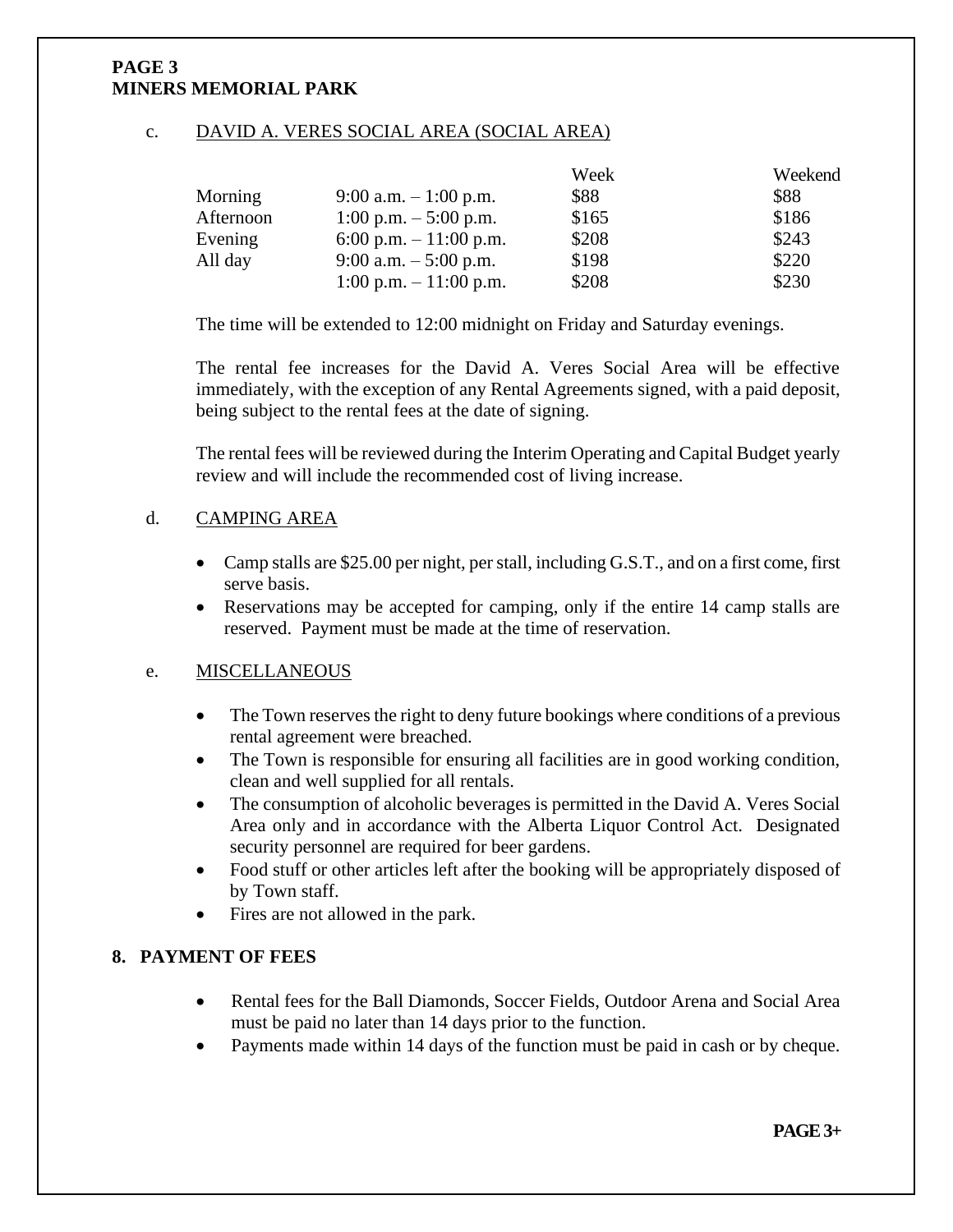**PAGE 3**
**MINERS MEMORIAL PARK**

c. <u>DAVID A. VERES SOCIAL AREA (SOCIAL AREA)</u>

| | | Week | Weekend |
|---|---|---|---|
| Morning | 9:00 a.m. – 1:00 p.m. | \$88 | \$88 |
| Afternoon | 1:00 p.m. – 5:00 p.m. | \$165 | \$186 |
| Evening | 6:00 p.m. – 11:00 p.m. | \$208 | \$243 |
| All day | 9:00 a.m. – 5:00 p.m. | \$198 | \$220 |
| | 1:00 p.m. – 11:00 p.m. | \$208 | \$230 |

The time will be extended to 12:00 midnight on Friday and Saturday evenings.

The rental fee increases for the David A. Veres Social Area will be effective immediately, with the exception of any Rental Agreements signed, with a paid deposit, being subject to the rental fees at the date of signing.

The rental fees will be reviewed during the Interim Operating and Capital Budget yearly review and will include the recommended cost of living increase.

d. <u>CAMPING AREA</u>

- Camp stalls are \$25.00 per night, per stall, including G.S.T., and on a first come, first serve basis.
- Reservations may be accepted for camping, only if the entire 14 camp stalls are reserved. Payment must be made at the time of reservation.

e. <u>MISCELLANEOUS</u>

- The Town reserves the right to deny future bookings where conditions of a previous rental agreement were breached.
- The Town is responsible for ensuring all facilities are in good working condition, clean and well supplied for all rentals.
- The consumption of alcoholic beverages is permitted in the David A. Veres Social Area only and in accordance with the Alberta Liquor Control Act. Designated security personnel are required for beer gardens.
- Food stuff or other articles left after the booking will be appropriately disposed of by Town staff.
- Fires are not allowed in the park.

## 8. PAYMENT OF FEES

- Rental fees for the Ball Diamonds, Soccer Fields, Outdoor Arena and Social Area must be paid no later than 14 days prior to the function.
- Payments made within 14 days of the function must be paid in cash or by cheque.

**PAGE 3+**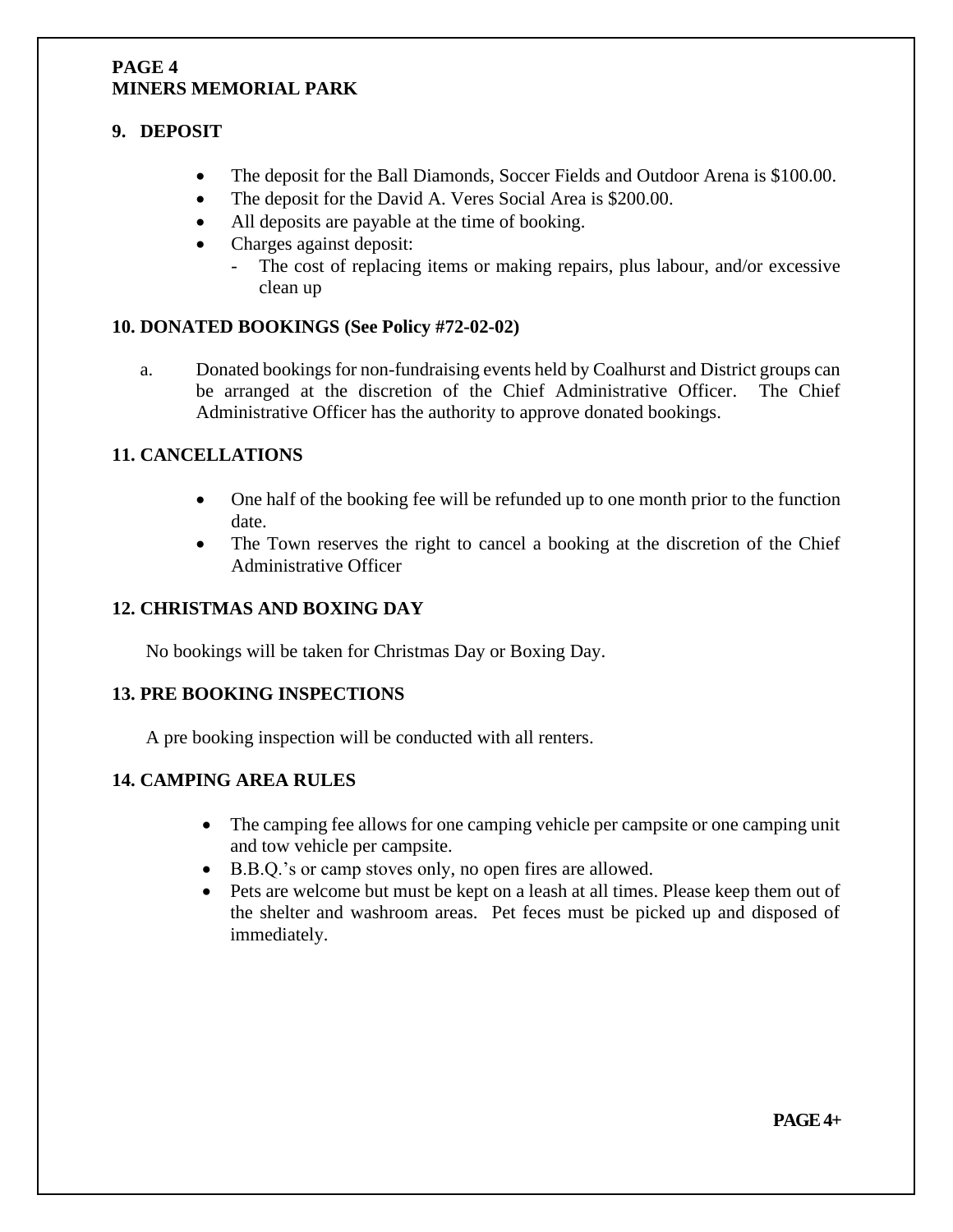**MINERS MEMORIAL PARK**

## 9. DEPOSIT

- The deposit for the Ball Diamonds, Soccer Fields and Outdoor Arena is $100.00.
- The deposit for the David A. Veres Social Area is $200.00.
- All deposits are payable at the time of booking.
- Charges against deposit:
  - The cost of replacing items or making repairs, plus labour, and/or excessive clean up

## 10. DONATED BOOKINGS (See Policy #72-02-02)

a. Donated bookings for non-fundraising events held by Coalhurst and District groups can be arranged at the discretion of the Chief Administrative Officer. The Chief Administrative Officer has the authority to approve donated bookings.

## 11. CANCELLATIONS

- One half of the booking fee will be refunded up to one month prior to the function date.
- The Town reserves the right to cancel a booking at the discretion of the Chief Administrative Officer

## 12. CHRISTMAS AND BOXING DAY

No bookings will be taken for Christmas Day or Boxing Day.

## 13. PRE BOOKING INSPECTIONS

A pre booking inspection will be conducted with all renters.

## 14. CAMPING AREA RULES

- The camping fee allows for one camping vehicle per campsite or one camping unit and tow vehicle per campsite.
- B.B.Q.'s or camp stoves only, no open fires are allowed.
- Pets are welcome but must be kept on a leash at all times. Please keep them out of the shelter and washroom areas. Pet feces must be picked up and disposed of immediately.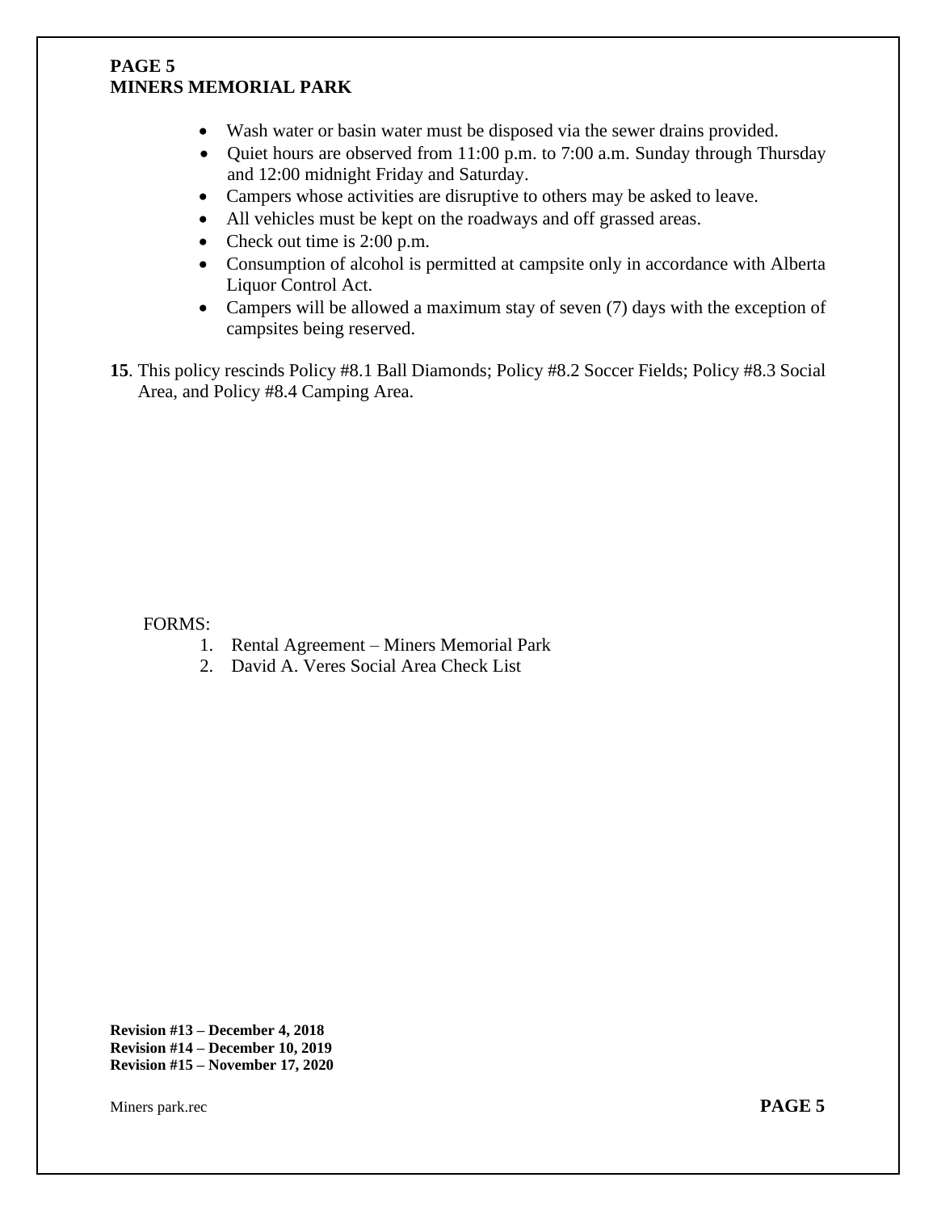- Wash water or basin water must be disposed via the sewer drains provided.
- Quiet hours are observed from 11:00 p.m. to 7:00 a.m. Sunday through Thursday and 12:00 midnight Friday and Saturday.
- Campers whose activities are disruptive to others may be asked to leave.
- All vehicles must be kept on the roadways and off grassed areas.
- Check out time is 2:00 p.m.
- Consumption of alcohol is permitted at campsite only in accordance with Alberta Liquor Control Act.
- Campers will be allowed a maximum stay of seven (7) days with the exception of campsites being reserved.

**15**. This policy rescinds Policy #8.1 Ball Diamonds; Policy #8.2 Soccer Fields; Policy #8.3 Social Area, and Policy #8.4 Camping Area.

FORMS:

1. Rental Agreement – Miners Memorial Park
2. David A. Veres Social Area Check List

**Revision #13 – December 4, 2018**
**Revision #14 – December 10, 2019**
**Revision #15 – November 17, 2020**

Miners park.rec